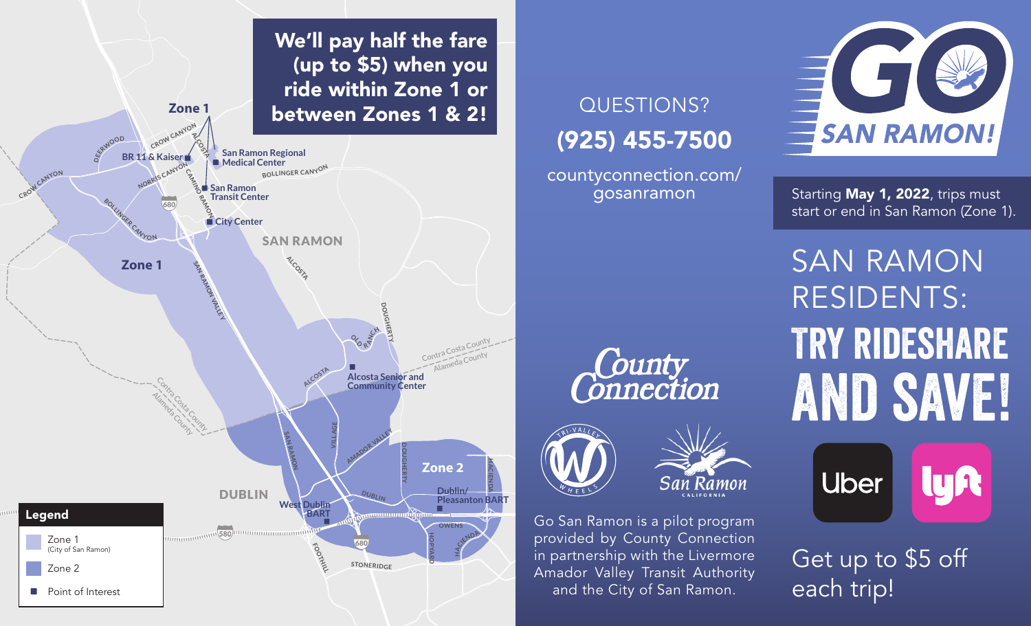# GO SAN RAMON!

Starting **May 1, 2022**, trips must start or end in San Ramon (Zone 1).

## SAN RAMON RESIDENTS: TRY RIDESHARE AND SAVE!

Uber | Lyft

Get up to $5 off each trip!

**We'll pay half the fare (up to $5) when you ride within Zone 1 or between Zones 1 & 2!**

Zone 1: BR 11 & Kaiser, San Ramon Regional Medical Center, San Ramon Transit Center, City Center, Alcosta Senior and Community Center

Zone 2: West Dublin BART, Dublin/Pleasanton BART

**Legend**

- Zone 1 (City of San Ramon)
- Zone 2
- Point of Interest

QUESTIONS?

**(925) 455-7500**

countyconnection.com/gosanramon

County Connection | Tri-Valley Wheels | San Ramon California

Go San Ramon is a pilot program provided by County Connection in partnership with the Livermore Amador Valley Transit Authority and the City of San Ramon.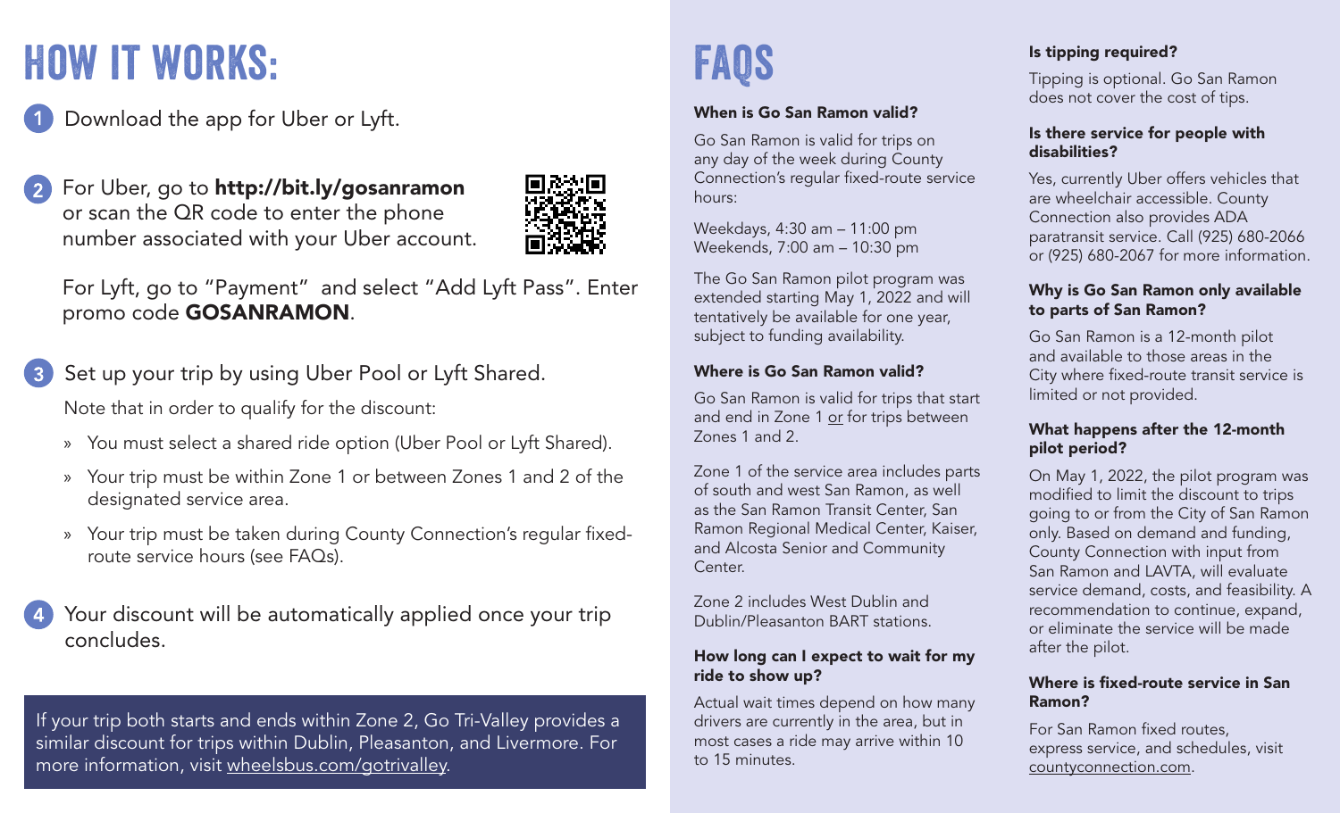# HOW IT WORKS:

1. Download the app for Uber or Lyft.

2. For Uber, go to **http://bit.ly/gosanramon** or scan the QR code to enter the phone number associated with your Uber account.

   For Lyft, go to "Payment" and select "Add Lyft Pass". Enter promo code **GOSANRAMON**.

3. Set up your trip by using Uber Pool or Lyft Shared.

   Note that in order to qualify for the discount:

   » You must select a shared ride option (Uber Pool or Lyft Shared).

   » Your trip must be within Zone 1 or between Zones 1 and 2 of the designated service area.

   » Your trip must be taken during County Connection's regular fixed-route service hours (see FAQs).

4. Your discount will be automatically applied once your trip concludes.

If your trip both starts and ends within Zone 2, Go Tri-Valley provides a similar discount for trips within Dublin, Pleasanton, and Livermore. For more information, visit wheelsbus.com/gotrivalley.

# FAQS

**When is Go San Ramon valid?**

Go San Ramon is valid for trips on any day of the week during County Connection's regular fixed-route service hours:

Weekdays, 4:30 am – 11:00 pm
Weekends, 7:00 am – 10:30 pm

The Go San Ramon pilot program was extended starting May 1, 2022 and will tentatively be available for one year, subject to funding availability.

**Where is Go San Ramon valid?**

Go San Ramon is valid for trips that start and end in Zone 1 or for trips between Zones 1 and 2.

Zone 1 of the service area includes parts of south and west San Ramon, as well as the San Ramon Transit Center, San Ramon Regional Medical Center, Kaiser, and Alcosta Senior and Community Center.

Zone 2 includes West Dublin and Dublin/Pleasanton BART stations.

**How long can I expect to wait for my ride to show up?**

Actual wait times depend on how many drivers are currently in the area, but in most cases a ride may arrive within 10 to 15 minutes.

**Is tipping required?**

Tipping is optional. Go San Ramon does not cover the cost of tips.

**Is there service for people with disabilities?**

Yes, currently Uber offers vehicles that are wheelchair accessible. County Connection also provides ADA paratransit service. Call (925) 680-2066 or (925) 680-2067 for more information.

**Why is Go San Ramon only available to parts of San Ramon?**

Go San Ramon is a 12-month pilot and available to those areas in the City where fixed-route transit service is limited or not provided.

**What happens after the 12-month pilot period?**

On May 1, 2022, the pilot program was modified to limit the discount to trips going to or from the City of San Ramon only. Based on demand and funding, County Connection with input from San Ramon and LAVTA, will evaluate service demand, costs, and feasibility. A recommendation to continue, expand, or eliminate the service will be made after the pilot.

**Where is fixed-route service in San Ramon?**

For San Ramon fixed routes, express service, and schedules, visit countyconnection.com.